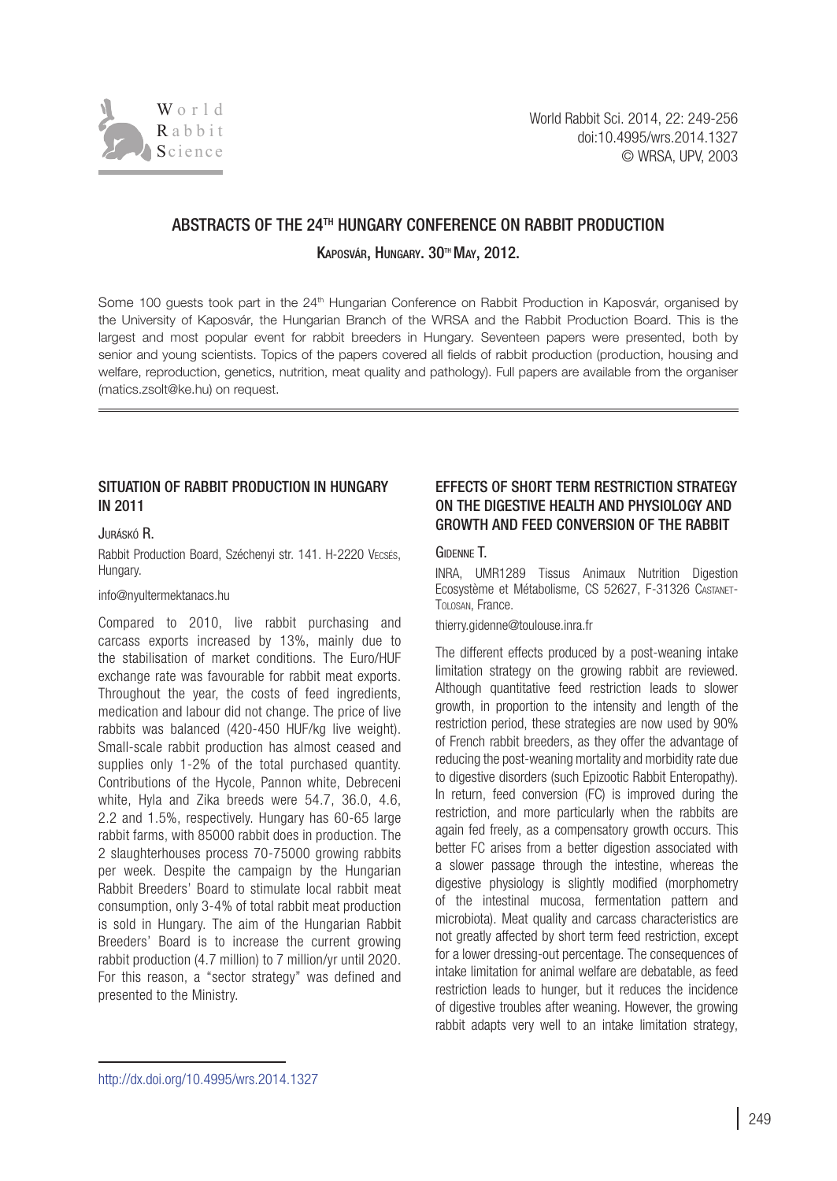# ABSTRACTS OF THE 24[TH] HUNGARY CONFERENCE ON RABBIT PRODUCTION

**Kaposvár, Hungary. 30[th] May, 2012.**

Some 100 guests took part in the 24[th] Hungarian Conference on Rabbit Production in Kaposvár, organised by the University of Kaposvár, the Hungarian Branch of the WRSA and the Rabbit Production Board. This is the largest and most popular event for rabbit breeders in Hungary. Seventeen papers were presented, both by senior and young scientists. Topics of the papers covered all fields of rabbit production (production, housing and welfare, reproduction, genetics, nutrition, meat quality and pathology). Full papers are available from the organiser (matics.zsolt@ke.hu) on request.

## SITUATION OF RABBIT PRODUCTION IN HUNGARY IN 2011

Juráskó R.

Rabbit Production Board, Széchenyi str. 141. H-2220 Vecsés, Hungary.

info@nyultermektanacs.hu

Compared to 2010, live rabbit purchasing and carcass exports increased by 13%, mainly due to the stabilisation of market conditions. The Euro/HUF exchange rate was favourable for rabbit meat exports. Throughout the year, the costs of feed ingredients, medication and labour did not change. The price of live rabbits was balanced (420-450 HUF/kg live weight). Small-scale rabbit production has almost ceased and supplies only 1-2% of the total purchased quantity. Contributions of the Hycole, Pannon white, Debreceni white, Hyla and Zika breeds were 54.7, 36.0, 4.6, 2.2 and 1.5%, respectively. Hungary has 60-65 large rabbit farms, with 85000 rabbit does in production. The 2 slaughterhouses process 70-75000 growing rabbits per week. Despite the campaign by the Hungarian Rabbit Breeders' Board to stimulate local rabbit meat consumption, only 3-4% of total rabbit meat production is sold in Hungary. The aim of the Hungarian Rabbit Breeders' Board is to increase the current growing rabbit production (4.7 million) to 7 million/yr until 2020. For this reason, a "sector strategy" was defined and presented to the Ministry.

## EFFECTS OF SHORT TERM RESTRICTION STRATEGY ON THE DIGESTIVE HEALTH AND PHYSIOLOGY AND GROWTH AND FEED CONVERSION OF THE RABBIT

Gidenne T.

INRA, UMR1289 Tissus Animaux Nutrition Digestion Ecosystème et Métabolisme, CS 52627, F-31326 Castanet-Tolosan, France.

thierry.gidenne@toulouse.inra.fr

The different effects produced by a post-weaning intake limitation strategy on the growing rabbit are reviewed. Although quantitative feed restriction leads to slower growth, in proportion to the intensity and length of the restriction period, these strategies are now used by 90% of French rabbit breeders, as they offer the advantage of reducing the post-weaning mortality and morbidity rate due to digestive disorders (such Epizootic Rabbit Enteropathy). In return, feed conversion (FC) is improved during the restriction, and more particularly when the rabbits are again fed freely, as a compensatory growth occurs. This better FC arises from a better digestion associated with a slower passage through the intestine, whereas the digestive physiology is slightly modified (morphometry of the intestinal mucosa, fermentation pattern and microbiota). Meat quality and carcass characteristics are not greatly affected by short term feed restriction, except for a lower dressing-out percentage. The consequences of intake limitation for animal welfare are debatable, as feed restriction leads to hunger, but it reduces the incidence of digestive troubles after weaning. However, the growing rabbit adapts very well to an intake limitation strategy,

http://dx.doi.org/10.4995/wrs.2014.1327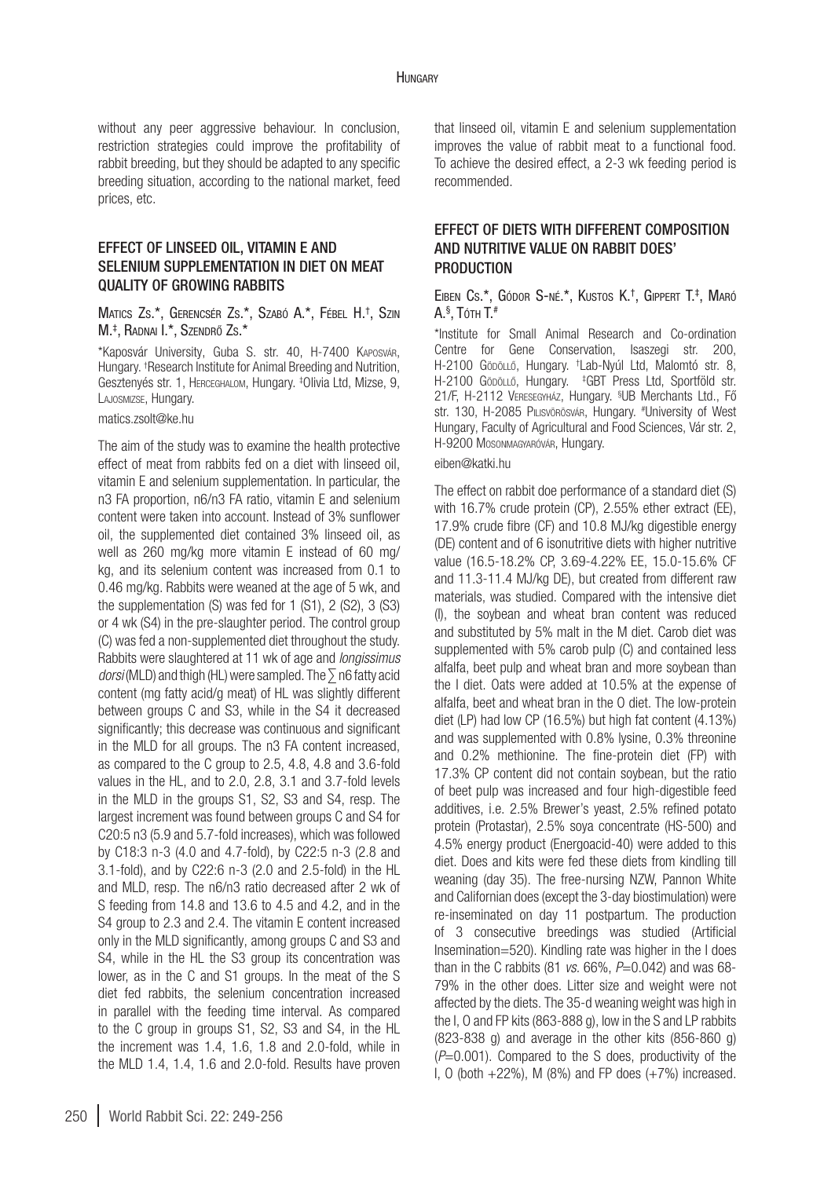without any peer aggressive behaviour. In conclusion, restriction strategies could improve the profitability of rabbit breeding, but they should be adapted to any specific breeding situation, according to the national market, feed prices, etc.

## EFFECT OF LINSEED OIL, VITAMIN E AND SELENIUM SUPPLEMENTATION IN DIET ON MEAT QUALITY OF GROWING RABBITS

Matics Zs.*, Gerencsér Zs.*, Szabó A.*, Fébel H.†, Szin M.‡, Radnai I.*, Szendrő Zs.*

*Kaposvár University, Guba S. str. 40, H-7400 Kaposvár, Hungary. †Research Institute for Animal Breeding and Nutrition, Gesztenyés str. 1, Herceghalom, Hungary. ‡Olivia Ltd, Mizse, 9, Lajosmizse, Hungary.

matics.zsolt@ke.hu

The aim of the study was to examine the health protective effect of meat from rabbits fed on a diet with linseed oil, vitamin E and selenium supplementation. In particular, the n3 FA proportion, n6/n3 FA ratio, vitamin E and selenium content were taken into account. Instead of 3% sunflower oil, the supplemented diet contained 3% linseed oil, as well as 260 mg/kg more vitamin E instead of 60 mg/kg, and its selenium content was increased from 0.1 to 0.46 mg/kg. Rabbits were weaned at the age of 5 wk, and the supplementation (S) was fed for 1 (S1), 2 (S2), 3 (S3) or 4 wk (S4) in the pre-slaughter period. The control group (C) was fed a non-supplemented diet throughout the study. Rabbits were slaughtered at 11 wk of age and *longissimus dorsi* (MLD) and thigh (HL) were sampled. The ∑ n6 fatty acid content (mg fatty acid/g meat) of HL was slightly different between groups C and S3, while in the S4 it decreased significantly; this decrease was continuous and significant in the MLD for all groups. The n3 FA content increased, as compared to the C group to 2.5, 4.8, 4.8 and 3.6-fold values in the HL, and to 2.0, 2.8, 3.1 and 3.7-fold levels in the MLD in the groups S1, S2, S3 and S4, resp. The largest increment was found between groups C and S4 for C20:5 n3 (5.9 and 5.7-fold increases), which was followed by C18:3 n-3 (4.0 and 4.7-fold), by C22:5 n-3 (2.8 and 3.1-fold), and by C22:6 n-3 (2.0 and 2.5-fold) in the HL and MLD, resp. The n6/n3 ratio decreased after 2 wk of S feeding from 14.8 and 13.6 to 4.5 and 4.2, and in the S4 group to 2.3 and 2.4. The vitamin E content increased only in the MLD significantly, among groups C and S3 and S4, while in the HL the S3 group its concentration was lower, as in the C and S1 groups. In the meat of the S diet fed rabbits, the selenium concentration increased in parallel with the feeding time interval. As compared to the C group in groups S1, S2, S3 and S4, in the HL the increment was 1.4, 1.6, 1.8 and 2.0-fold, while in the MLD 1.4, 1.4, 1.6 and 2.0-fold. Results have proven that linseed oil, vitamin E and selenium supplementation improves the value of rabbit meat to a functional food. To achieve the desired effect, a 2-3 wk feeding period is recommended.

## EFFECT OF DIETS WITH DIFFERENT COMPOSITION AND NUTRITIVE VALUE ON RABBIT DOES' PRODUCTION

Eiben Cs.*, Gódor S-né.*, Kustos K.†, Gippert T.‡, Maró A.§, Tóth T.#

*Institute for Small Animal Research and Co-ordination Centre for Gene Conservation, Isaszegi str. 200, H-2100 Gödöllő, Hungary. †Lab-Nyúl Ltd, Malomtó str. 8, H-2100 Gödöllő, Hungary. ‡GBT Press Ltd, Sportföld str. 21/F, H-2112 Veresegyház, Hungary. §UB Merchants Ltd., Fő str. 130, H-2085 Pilisvörösvár, Hungary. #University of West Hungary, Faculty of Agricultural and Food Sciences, Vár str. 2, H-9200 Mosonmagyaróvár, Hungary.

eiben@katki.hu

The effect on rabbit doe performance of a standard diet (S) with 16.7% crude protein (CP), 2.55% ether extract (EE), 17.9% crude fibre (CF) and 10.8 MJ/kg digestible energy (DE) content and of 6 isonutritive diets with higher nutritive value (16.5-18.2% CP, 3.69-4.22% EE, 15.0-15.6% CF and 11.3-11.4 MJ/kg DE), but created from different raw materials, was studied. Compared with the intensive diet (I), the soybean and wheat bran content was reduced and substituted by 5% malt in the M diet. Carob diet was supplemented with 5% carob pulp (C) and contained less alfalfa, beet pulp and wheat bran and more soybean than the I diet. Oats were added at 10.5% at the expense of alfalfa, beet and wheat bran in the O diet. The low-protein diet (LP) had low CP (16.5%) but high fat content (4.13%) and was supplemented with 0.8% lysine, 0.3% threonine and 0.2% methionine. The fine-protein diet (FP) with 17.3% CP content did not contain soybean, but the ratio of beet pulp was increased and four high-digestible feed additives, i.e. 2.5% Brewer's yeast, 2.5% refined potato protein (Protastar), 2.5% soya concentrate (HS-500) and 4.5% energy product (Energoacid-40) were added to this diet. Does and kits were fed these diets from kindling till weaning (day 35). The free-nursing NZW, Pannon White and Californian does (except the 3-day biostimulation) were re-inseminated on day 11 postpartum. The production of 3 consecutive breedings was studied (Artificial Insemination=520). Kindling rate was higher in the I does than in the C rabbits (81 *vs.* 66%, $P$=0.042) and was 68-79% in the other does. Litter size and weight were not affected by the diets. The 35-d weaning weight was high in the I, O and FP kits (863-888 g), low in the S and LP rabbits (823-838 g) and average in the other kits (856-860 g) ($P$=0.001). Compared to the S does, productivity of the I, O (both +22%), M (8%) and FP does (+7%) increased.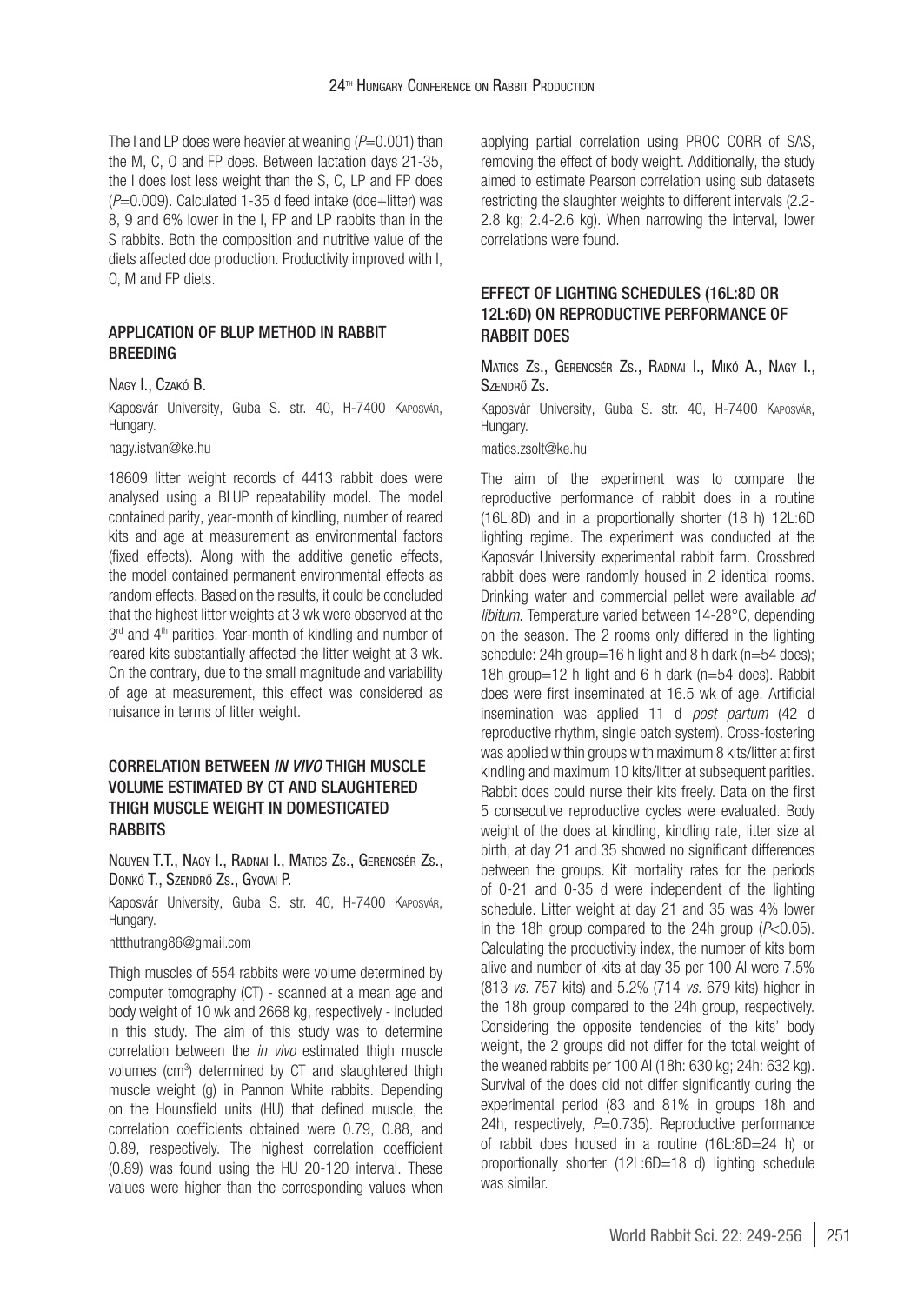The I and LP does were heavier at weaning (*P*=0.001) than the M, C, O and FP does. Between lactation days 21-35, the I does lost less weight than the S, C, LP and FP does (*P*=0.009). Calculated 1-35 d feed intake (doe+litter) was 8, 9 and 6% lower in the I, FP and LP rabbits than in the S rabbits. Both the composition and nutritive value of the diets affected doe production. Productivity improved with I, O, M and FP diets.

## APPLICATION OF BLUP METHOD IN RABBIT BREEDING

Nagy I., Czakó B.

Kaposvár University, Guba S. str. 40, H-7400 Kaposvár, Hungary.

nagy.istvan@ke.hu

18609 litter weight records of 4413 rabbit does were analysed using a BLUP repeatability model. The model contained parity, year-month of kindling, number of reared kits and age at measurement as environmental factors (fixed effects). Along with the additive genetic effects, the model contained permanent environmental effects as random effects. Based on the results, it could be concluded that the highest litter weights at 3 wk were observed at the 3rd and 4th parities. Year-month of kindling and number of reared kits substantially affected the litter weight at 3 wk. On the contrary, due to the small magnitude and variability of age at measurement, this effect was considered as nuisance in terms of litter weight.

## CORRELATION BETWEEN *IN VIVO* THIGH MUSCLE VOLUME ESTIMATED BY CT AND SLAUGHTERED THIGH MUSCLE WEIGHT IN DOMESTICATED RABBITS

Nguyen T.T., Nagy I., Radnai I., Matics Zs., Gerencsér Zs., Donkó T., Szendrő Zs., Gyovai P.

Kaposvár University, Guba S. str. 40, H-7400 Kaposvár, Hungary.

nttthutrang86@gmail.com

Thigh muscles of 554 rabbits were volume determined by computer tomography (CT) - scanned at a mean age and body weight of 10 wk and 2668 kg, respectively - included in this study. The aim of this study was to determine correlation between the *in vivo* estimated thigh muscle volumes ($cm^3$) determined by CT and slaughtered thigh muscle weight (g) in Pannon White rabbits. Depending on the Hounsfield units (HU) that defined muscle, the correlation coefficients obtained were 0.79, 0.88, and 0.89, respectively. The highest correlation coefficient (0.89) was found using the HU 20-120 interval. These values were higher than the corresponding values when applying partial correlation using PROC CORR of SAS, removing the effect of body weight. Additionally, the study aimed to estimate Pearson correlation using sub datasets restricting the slaughter weights to different intervals (2.2-2.8 kg; 2.4-2.6 kg). When narrowing the interval, lower correlations were found.

## EFFECT OF LIGHTING SCHEDULES (16L:8D OR 12L:6D) ON REPRODUCTIVE PERFORMANCE OF RABBIT DOES

Matics Zs., Gerencsér Zs., Radnai I., Mikó A., Nagy I., Szendrő Zs.

Kaposvár University, Guba S. str. 40, H-7400 Kaposvár, Hungary.

matics.zsolt@ke.hu

The aim of the experiment was to compare the reproductive performance of rabbit does in a routine (16L:8D) and in a proportionally shorter (18 h) 12L:6D lighting regime. The experiment was conducted at the Kaposvár University experimental rabbit farm. Crossbred rabbit does were randomly housed in 2 identical rooms. Drinking water and commercial pellet were available *ad libitum*. Temperature varied between 14-28°C, depending on the season. The 2 rooms only differed in the lighting schedule: 24h group=16 h light and 8 h dark (n=54 does); 18h group=12 h light and 6 h dark (n=54 does). Rabbit does were first inseminated at 16.5 wk of age. Artificial insemination was applied 11 d *post partum* (42 d reproductive rhythm, single batch system). Cross-fostering was applied within groups with maximum 8 kits/litter at first kindling and maximum 10 kits/litter at subsequent parities. Rabbit does could nurse their kits freely. Data on the first 5 consecutive reproductive cycles were evaluated. Body weight of the does at kindling, kindling rate, litter size at birth, at day 21 and 35 showed no significant differences between the groups. Kit mortality rates for the periods of 0-21 and 0-35 d were independent of the lighting schedule. Litter weight at day 21 and 35 was 4% lower in the 18h group compared to the 24h group ($P<0.05$). Calculating the productivity index, the number of kits born alive and number of kits at day 35 per 100 AI were 7.5% (813 *vs.* 757 kits) and 5.2% (714 *vs.* 679 kits) higher in the 18h group compared to the 24h group, respectively. Considering the opposite tendencies of the kits' body weight, the 2 groups did not differ for the total weight of the weaned rabbits per 100 AI (18h: 630 kg; 24h: 632 kg). Survival of the does did not differ significantly during the experimental period (83 and 81% in groups 18h and 24h, respectively, *P*=0.735). Reproductive performance of rabbit does housed in a routine (16L:8D=24 h) or proportionally shorter (12L:6D=18 d) lighting schedule was similar.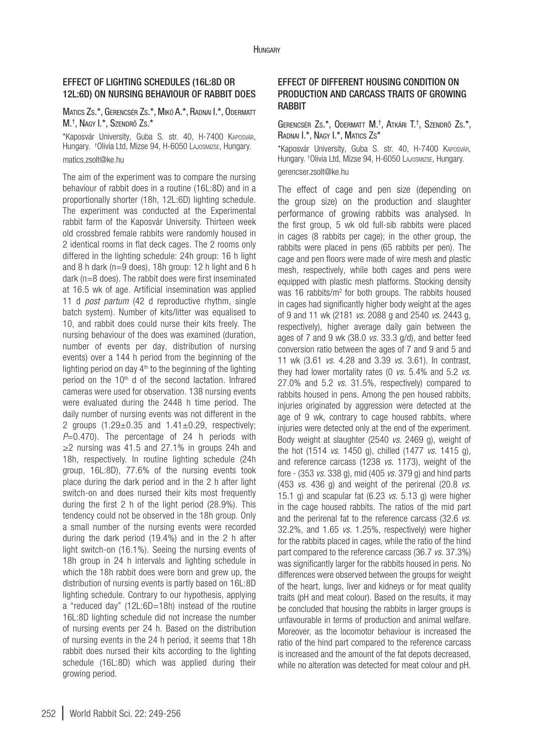## EFFECT OF LIGHTING SCHEDULES (16L:8D OR 12L:6D) ON NURSING BEHAVIOUR OF RABBIT DOES

Matics Zs.*, Gerencsér Zs.*, Mikó A.*, Radnai I.*, Odermatt M.[†], Nagy I.*, Szendrő Zs.*

*Kaposvár University, Guba S. str. 40, H-7400 Kaposvár, Hungary. [†]Olivia Ltd, Mizse 94, H-6050 Lajosmizse, Hungary.

matics.zsolt@ke.hu

The aim of the experiment was to compare the nursing behaviour of rabbit does in a routine (16L:8D) and in a proportionally shorter (18h, 12L:6D) lighting schedule. The experiment was conducted at the Experimental rabbit farm of the Kaposvár University. Thirteen week old crossbred female rabbits were randomly housed in 2 identical rooms in flat deck cages. The 2 rooms only differed in the lighting schedule: 24h group: 16 h light and 8 h dark (n=9 does), 18h group: 12 h light and 6 h dark (n=8 does). The rabbit does were first inseminated at 16.5 wk of age. Artificial insemination was applied 11 d *post partum* (42 d reproductive rhythm, single batch system). Number of kits/litter was equalised to 10, and rabbit does could nurse their kits freely. The nursing behaviour of the does was examined (duration, number of events per day, distribution of nursing events) over a 144 h period from the beginning of the lighting period on day 4[th] to the beginning of the lighting period on the 10[th] d of the second lactation. Infrared cameras were used for observation. 138 nursing events were evaluated during the 2448 h time period. The daily number of nursing events was not different in the 2 groups ($1.29 \pm 0.35$ and $1.41 \pm 0.29$, respectively; $P=0.470$). The percentage of 24 h periods with $\geq 2$ nursing was 41.5 and 27.1% in groups 24h and 18h, respectively. In routine lighting schedule (24h group, 16L:8D), 77.6% of the nursing events took place during the dark period and in the 2 h after light switch-on and does nursed their kits most frequently during the first 2 h of the light period (28.9%). This tendency could not be observed in the 18h group. Only a small number of the nursing events were recorded during the dark period (19.4%) and in the 2 h after light switch-on (16.1%). Seeing the nursing events of 18h group in 24 h intervals and lighting schedule in which the 18h rabbit does were born and grew up, the distribution of nursing events is partly based on 16L:8D lighting schedule. Contrary to our hypothesis, applying a "reduced day" (12L:6D=18h) instead of the routine 16L:8D lighting schedule did not increase the number of nursing events per 24 h. Based on the distribution of nursing events in the 24 h period, it seems that 18h rabbit does nursed their kits according to the lighting schedule (16L:8D) which was applied during their growing period.

## EFFECT OF DIFFERENT HOUSING CONDITION ON PRODUCTION AND CARCASS TRAITS OF GROWING RABBIT

Gerencsér Zs.*, Odermatt M.[†], Atkári T.[†], Szendrő Zs.*, Radnai I.*, Nagy I.*, Matics Zs*

*Kaposvár University, Guba S. str. 40, H-7400 Kaposvár, Hungary. [†]Olivia Ltd, Mizse 94, H-6050 Lajosmizse, Hungary.

gerencser.zsolt@ke.hu

The effect of cage and pen size (depending on the group size) on the production and slaughter performance of growing rabbits was analysed. In the first group, 5 wk old full-sib rabbits were placed in cages (8 rabbits per cage); in the other group, the rabbits were placed in pens (65 rabbits per pen). The cage and pen floors were made of wire mesh and plastic mesh, respectively, while both cages and pens were equipped with plastic mesh platforms. Stocking density was 16 rabbits/m$^2$ for both groups. The rabbits housed in cages had significantly higher body weight at the ages of 9 and 11 wk (2181 *vs.* 2088 g and 2540 *vs.* 2443 g, respectively), higher average daily gain between the ages of 7 and 9 wk (38.0 *vs.* 33.3 g/d), and better feed conversion ratio between the ages of 7 and 9 and 5 and 11 wk (3.61 *vs.* 4.28 and 3.39 *vs.* 3.61). In contrast, they had lower mortality rates (0 *vs.* 5.4% and 5.2 *vs.* 27.0% and 5.2 *vs.* 31.5%, respectively) compared to rabbits housed in pens. Among the pen housed rabbits, injuries originated by aggression were detected at the age of 9 wk, contrary to cage housed rabbits, where injuries were detected only at the end of the experiment. Body weight at slaughter (2540 *vs.* 2469 g), weight of the hot (1514 *vs.* 1450 g), chilled (1477 *vs.* 1415 g), and reference carcass (1238 *vs.* 1173), weight of the fore - (353 *vs.* 338 g), mid (405 *vs.* 379 g) and hind parts (453 *vs.* 436 g) and weight of the perirenal (20.8 *vs.* 15.1 g) and scapular fat (6.23 *vs.* 5.13 g) were higher in the cage housed rabbits. The ratios of the mid part and the perirenal fat to the reference carcass (32.6 *vs.* 32.2%, and 1.65 *vs.* 1.25%, respectively) were higher for the rabbits placed in cages, while the ratio of the hind part compared to the reference carcass (36.7 *vs.* 37.3%) was significantly larger for the rabbits housed in pens. No differences were observed between the groups for weight of the heart, lungs, liver and kidneys or for meat quality traits (pH and meat colour). Based on the results, it may be concluded that housing the rabbits in larger groups is unfavourable in terms of production and animal welfare. Moreover, as the locomotor behaviour is increased the ratio of the hind part compared to the reference carcass is increased and the amount of the fat depots decreased, while no alteration was detected for meat colour and pH.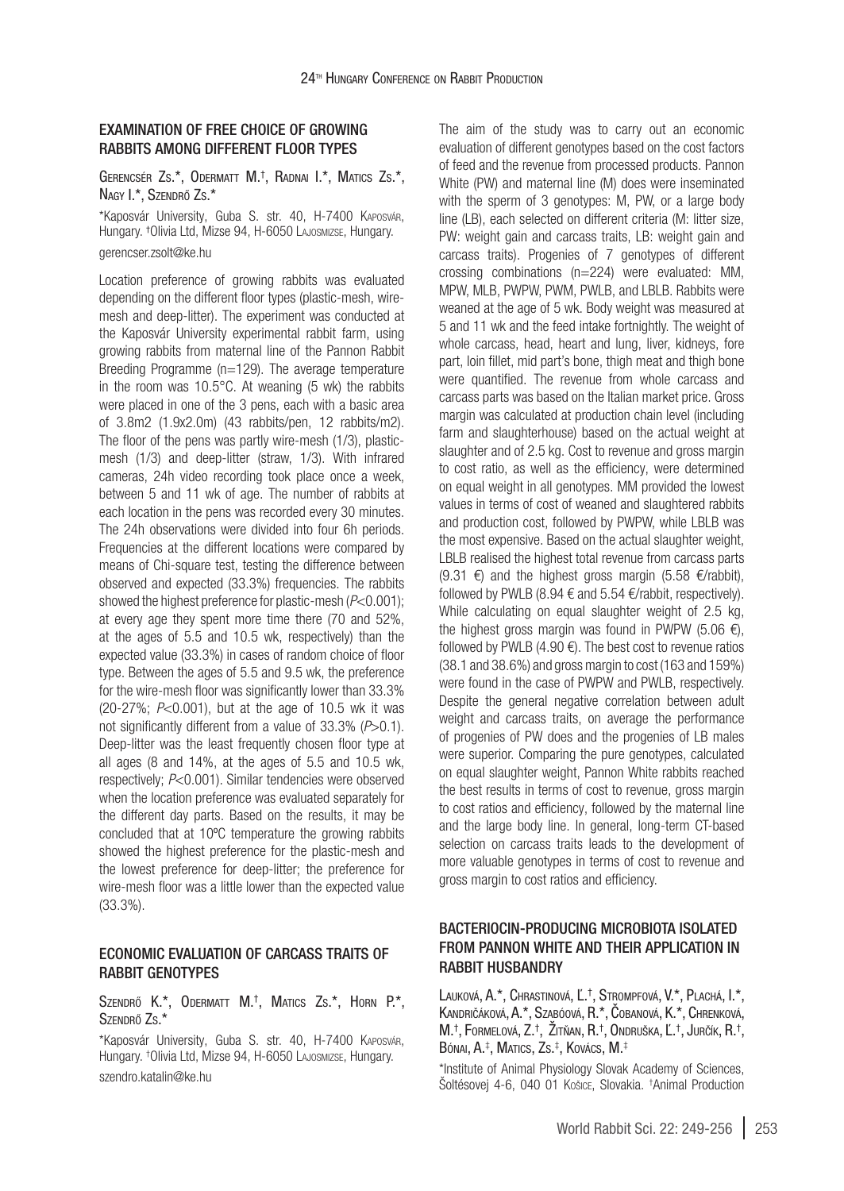## EXAMINATION OF FREE CHOICE OF GROWING RABBITS AMONG DIFFERENT FLOOR TYPES

Gerencsér Zs.*, Odermatt M.[†], Radnai I.*, Matics Zs.*, Nagy I.*, Szendrő Zs.*

*Kaposvár University, Guba S. str. 40, H-7400 Kaposvár, Hungary. [†]Olivia Ltd, Mizse 94, H-6050 Lajosmizse, Hungary.

gerencser.zsolt@ke.hu

Location preference of growing rabbits was evaluated depending on the different floor types (plastic-mesh, wire-mesh and deep-litter). The experiment was conducted at the Kaposvár University experimental rabbit farm, using growing rabbits from maternal line of the Pannon Rabbit Breeding Programme (n=129). The average temperature in the room was 10.5°C. At weaning (5 wk) the rabbits were placed in one of the 3 pens, each with a basic area of 3.8m2 (1.9x2.0m) (43 rabbits/pen, 12 rabbits/m2). The floor of the pens was partly wire-mesh (1/3), plastic-mesh (1/3) and deep-litter (straw, 1/3). With infrared cameras, 24h video recording took place once a week, between 5 and 11 wk of age. The number of rabbits at each location in the pens was recorded every 30 minutes. The 24h observations were divided into four 6h periods. Frequencies at the different locations were compared by means of Chi-square test, testing the difference between observed and expected (33.3%) frequencies. The rabbits showed the highest preference for plastic-mesh ($P<0.001$); at every age they spent more time there (70 and 52%, at the ages of 5.5 and 10.5 wk, respectively) than the expected value (33.3%) in cases of random choice of floor type. Between the ages of 5.5 and 9.5 wk, the preference for the wire-mesh floor was significantly lower than 33.3% (20-27%; $P<0.001$), but at the age of 10.5 wk it was not significantly different from a value of 33.3% ($P>0.1$). Deep-litter was the least frequently chosen floor type at all ages (8 and 14%, at the ages of 5.5 and 10.5 wk, respectively; $P<0.001$). Similar tendencies were observed when the location preference was evaluated separately for the different day parts. Based on the results, it may be concluded that at 10ºC temperature the growing rabbits showed the highest preference for the plastic-mesh and the lowest preference for deep-litter; the preference for wire-mesh floor was a little lower than the expected value (33.3%).

## ECONOMIC EVALUATION OF CARCASS TRAITS OF RABBIT GENOTYPES

Szendrő K.*, Odermatt M.[†], Matics Zs.*, Horn P.*, Szendrő Zs.*

*Kaposvár University, Guba S. str. 40, H-7400 Kaposvár, Hungary. [†]Olivia Ltd, Mizse 94, H-6050 Lajosmizse, Hungary.

szendro.katalin@ke.hu

The aim of the study was to carry out an economic evaluation of different genotypes based on the cost factors of feed and the revenue from processed products. Pannon White (PW) and maternal line (M) does were inseminated with the sperm of 3 genotypes: M, PW, or a large body line (LB), each selected on different criteria (M: litter size, PW: weight gain and carcass traits, LB: weight gain and carcass traits). Progenies of 7 genotypes of different crossing combinations (n=224) were evaluated: MM, MPW, MLB, PWPW, PWM, PWLB, and LBLB. Rabbits were weaned at the age of 5 wk. Body weight was measured at 5 and 11 wk and the feed intake fortnightly. The weight of whole carcass, head, heart and lung, liver, kidneys, fore part, loin fillet, mid part's bone, thigh meat and thigh bone were quantified. The revenue from whole carcass and carcass parts was based on the Italian market price. Gross margin was calculated at production chain level (including farm and slaughterhouse) based on the actual weight at slaughter and of 2.5 kg. Cost to revenue and gross margin to cost ratio, as well as the efficiency, were determined on equal weight in all genotypes. MM provided the lowest values in terms of cost of weaned and slaughtered rabbits and production cost, followed by PWPW, while LBLB was the most expensive. Based on the actual slaughter weight, LBLB realised the highest total revenue from carcass parts (9.31 €) and the highest gross margin (5.58 €/rabbit), followed by PWLB (8.94 € and 5.54 €/rabbit, respectively). While calculating on equal slaughter weight of 2.5 kg, the highest gross margin was found in PWPW (5.06 €), followed by PWLB (4.90 €). The best cost to revenue ratios (38.1 and 38.6%) and gross margin to cost (163 and 159%) were found in the case of PWPW and PWLB, respectively. Despite the general negative correlation between adult weight and carcass traits, on average the performance of progenies of PW does and the progenies of LB males were superior. Comparing the pure genotypes, calculated on equal slaughter weight, Pannon White rabbits reached the best results in terms of cost to revenue, gross margin to cost ratios and efficiency, followed by the maternal line and the large body line. In general, long-term CT-based selection on carcass traits leads to the development of more valuable genotypes in terms of cost to revenue and gross margin to cost ratios and efficiency.

## BACTERIOCIN-PRODUCING MICROBIOTA ISOLATED FROM PANNON WHITE AND THEIR APPLICATION IN RABBIT HUSBANDRY

Lauková, A.*, Chrastinová, Ľ.[†], Strompfová, V.*, Plachá, I.*, Kandričáková, A.*, Szabóová, R.*, Čobanová, K.*, Chrenková, M.[†], Formelová, Z.[†], Žitňan, R.[†], Ondruška, Ľ.[†], Jurčík, R.[†], Bónai, A.[‡], Matics, Zs.[‡], Kovács, M.[‡]

*Institute of Animal Physiology Slovak Academy of Sciences, Šoltésovej 4-6, 040 01 Košice, Slovakia. [†]Animal Production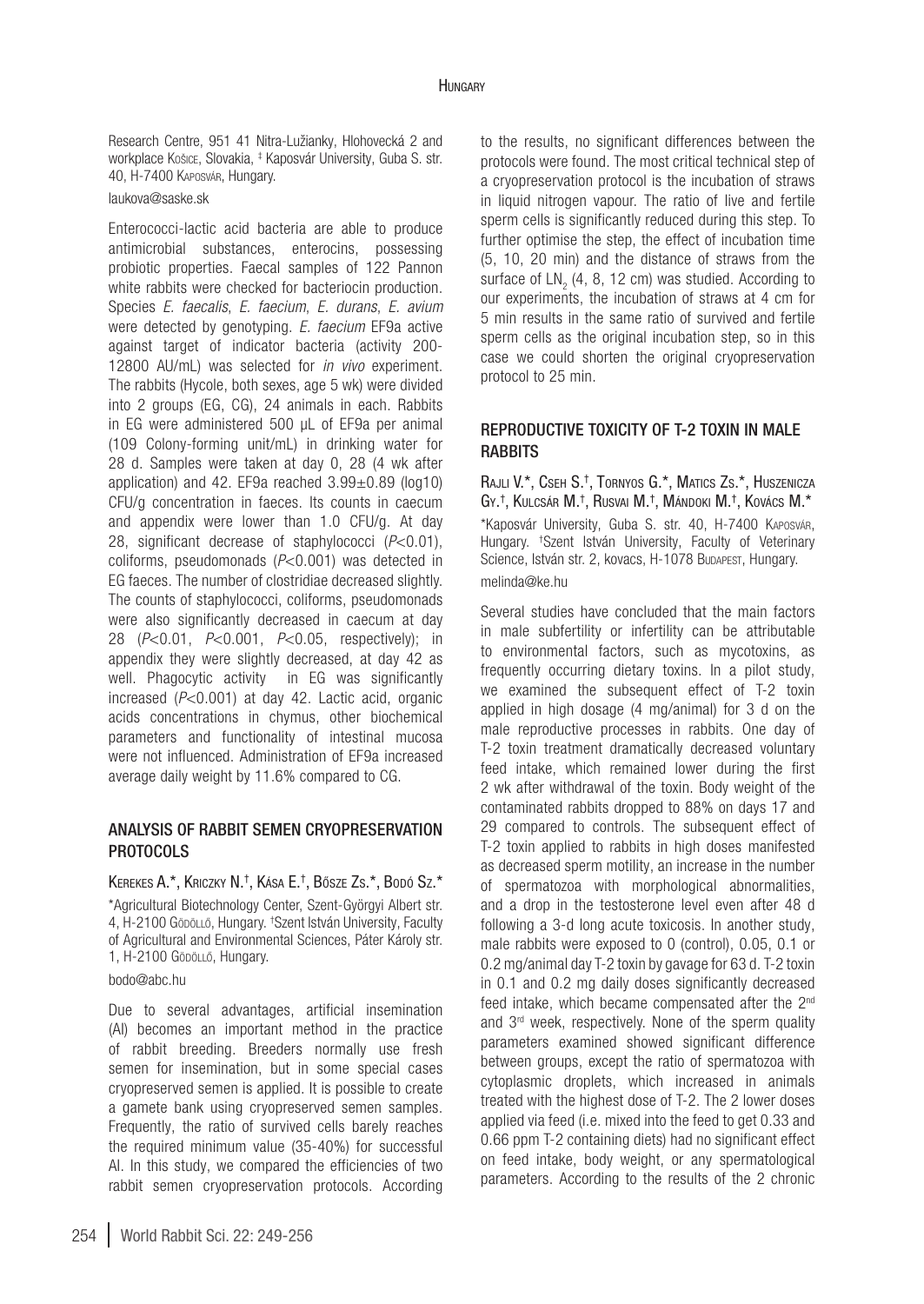Research Centre, 951 41 Nitra-Lužianky, Hlohovecká 2 and workplace Košice, Slovakia, ‡ Kaposvár University, Guba S. str. 40, H-7400 Kaposvár, Hungary.

laukova@saske.sk

Enterococci-lactic acid bacteria are able to produce antimicrobial substances, enterocins, possessing probiotic properties. Faecal samples of 122 Pannon white rabbits were checked for bacteriocin production. Species *E. faecalis*, *E. faecium*, *E. durans*, *E. avium* were detected by genotyping. *E. faecium* EF9a active against target of indicator bacteria (activity 200-12800 AU/mL) was selected for *in vivo* experiment. The rabbits (Hycole, both sexes, age 5 wk) were divided into 2 groups (EG, CG), 24 animals in each. Rabbits in EG were administered 500 µL of EF9a per animal ($10^9$ Colony-forming unit/mL) in drinking water for 28 d. Samples were taken at day 0, 28 (4 wk after application) and 42. EF9a reached 3.99±0.89 (log10) CFU/g concentration in faeces. Its counts in caecum and appendix were lower than 1.0 CFU/g. At day 28, significant decrease of staphylococci ($P<0.01$), coliforms, pseudomonads ($P<0.001$) was detected in EG faeces. The number of clostridiae decreased slightly. The counts of staphylococci, coliforms, pseudomonads were also significantly decreased in caecum at day 28 ($P<0.01$, $P<0.001$, $P<0.05$, respectively); in appendix they were slightly decreased, at day 42 as well. Phagocytic activity in EG was significantly increased ($P<0.001$) at day 42. Lactic acid, organic acids concentrations in chymus, other biochemical parameters and functionality of intestinal mucosa were not influenced. Administration of EF9a increased average daily weight by 11.6% compared to CG.

## ANALYSIS OF RABBIT SEMEN CRYOPRESERVATION PROTOCOLS

Kerekes A.*, Kriczky N.†, Kása E.†, Bősze Zs.*, Bodó Sz.*

*Agricultural Biotechnology Center, Szent-Györgyi Albert str. 4, H-2100 Gödöllő, Hungary. †Szent István University, Faculty of Agricultural and Environmental Sciences, Páter Károly str. 1, H-2100 Gödöllő, Hungary.

bodo@abc.hu

Due to several advantages, artificial insemination (AI) becomes an important method in the practice of rabbit breeding. Breeders normally use fresh semen for insemination, but in some special cases cryopreserved semen is applied. It is possible to create a gamete bank using cryopreserved semen samples. Frequently, the ratio of survived cells barely reaches the required minimum value (35-40%) for successful AI. In this study, we compared the efficiencies of two rabbit semen cryopreservation protocols. According to the results, no significant differences between the protocols were found. The most critical technical step of a cryopreservation protocol is the incubation of straws in liquid nitrogen vapour. The ratio of live and fertile sperm cells is significantly reduced during this step. To further optimise the step, the effect of incubation time (5, 10, 20 min) and the distance of straws from the surface of $LN_2$ (4, 8, 12 cm) was studied. According to our experiments, the incubation of straws at 4 cm for 5 min results in the same ratio of survived and fertile sperm cells as the original incubation step, so in this case we could shorten the original cryopreservation protocol to 25 min.

## REPRODUCTIVE TOXICITY OF T-2 TOXIN IN MALE RABBITS

Rajli V.*, Cseh S.†, Tornyos G.*, Matics Zs.*, Huszenicza Gy.†, Kulcsár M.†, Rusvai M.†, Mándoki M.†, Kovács M.*

*Kaposvár University, Guba S. str. 40, H-7400 Kaposvár, Hungary. †Szent István University, Faculty of Veterinary Science, István str. 2, kovacs, H-1078 Budapest, Hungary.

melinda@ke.hu

Several studies have concluded that the main factors in male subfertility or infertility can be attributable to environmental factors, such as mycotoxins, as frequently occurring dietary toxins. In a pilot study, we examined the subsequent effect of T-2 toxin applied in high dosage (4 mg/animal) for 3 d on the male reproductive processes in rabbits. One day of T-2 toxin treatment dramatically decreased voluntary feed intake, which remained lower during the first 2 wk after withdrawal of the toxin. Body weight of the contaminated rabbits dropped to 88% on days 17 and 29 compared to controls. The subsequent effect of T-2 toxin applied to rabbits in high doses manifested as decreased sperm motility, an increase in the number of spermatozoa with morphological abnormalities, and a drop in the testosterone level even after 48 d following a 3-d long acute toxicosis. In another study, male rabbits were exposed to 0 (control), 0.05, 0.1 or 0.2 mg/animal day T-2 toxin by gavage for 63 d. T-2 toxin in 0.1 and 0.2 mg daily doses significantly decreased feed intake, which became compensated after the 2nd and 3rd week, respectively. None of the sperm quality parameters examined showed significant difference between groups, except the ratio of spermatozoa with cytoplasmic droplets, which increased in animals treated with the highest dose of T-2. The 2 lower doses applied via feed (i.e. mixed into the feed to get 0.33 and 0.66 ppm T-2 containing diets) had no significant effect on feed intake, body weight, or any spermatological parameters. According to the results of the 2 chronic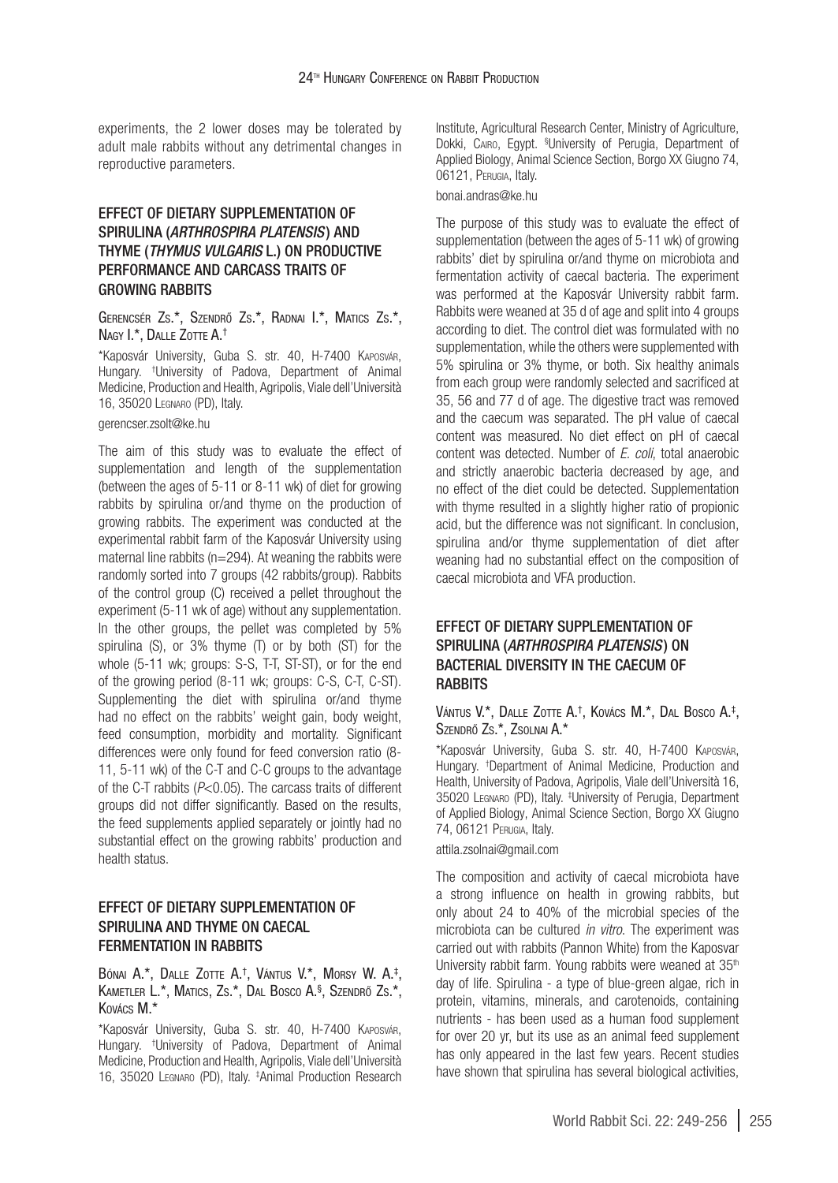experiments, the 2 lower doses may be tolerated by adult male rabbits without any detrimental changes in reproductive parameters.

### EFFECT OF DIETARY SUPPLEMENTATION OF SPIRULINA (*ARTHROSPIRA PLATENSIS*) AND THYME (*THYMUS VULGARIS* L.) ON PRODUCTIVE PERFORMANCE AND CARCASS TRAITS OF GROWING RABBITS

Gerencsér Zs.*, Szendrő Zs.*, Radnai I.*, Matics Zs.*, Nagy I.*, Dalle Zotte A.†

*Kaposvár University, Guba S. str. 40, H-7400 Kaposvár, Hungary. †University of Padova, Department of Animal Medicine, Production and Health, Agripolis, Viale dell'Università 16, 35020 Legnaro (PD), Italy.

gerencser.zsolt@ke.hu

The aim of this study was to evaluate the effect of supplementation and length of the supplementation (between the ages of 5-11 or 8-11 wk) of diet for growing rabbits by spirulina or/and thyme on the production of growing rabbits. The experiment was conducted at the experimental rabbit farm of the Kaposvár University using maternal line rabbits (n=294). At weaning the rabbits were randomly sorted into 7 groups (42 rabbits/group). Rabbits of the control group (C) received a pellet throughout the experiment (5-11 wk of age) without any supplementation. In the other groups, the pellet was completed by 5% spirulina (S), or 3% thyme (T) or by both (ST) for the whole (5-11 wk; groups: S-S, T-T, ST-ST), or for the end of the growing period (8-11 wk; groups: C-S, C-T, C-ST). Supplementing the diet with spirulina or/and thyme had no effect on the rabbits' weight gain, body weight, feed consumption, morbidity and mortality. Significant differences were only found for feed conversion ratio (8-11, 5-11 wk) of the C-T and C-C groups to the advantage of the C-T rabbits ($P$<0.05). The carcass traits of different groups did not differ significantly. Based on the results, the feed supplements applied separately or jointly had no substantial effect on the growing rabbits' production and health status.

### EFFECT OF DIETARY SUPPLEMENTATION OF SPIRULINA AND THYME ON CAECAL FERMENTATION IN RABBITS

Bónai A.*, Dalle Zotte A.†, Vántus V.*, Morsy W. A.‡, Kametler L.*, Matics, Zs.*, Dal Bosco A.§, Szendrő Zs.*, Kovács M.*

*Kaposvár University, Guba S. str. 40, H-7400 Kaposvár, Hungary. †University of Padova, Department of Animal Medicine, Production and Health, Agripolis, Viale dell'Università 16, 35020 Legnaro (PD), Italy. ‡Animal Production Research Institute, Agricultural Research Center, Ministry of Agriculture, Dokki, Cairo, Egypt. §University of Perugia, Department of Applied Biology, Animal Science Section, Borgo XX Giugno 74, 06121, Perugia, Italy.

bonai.andras@ke.hu

The purpose of this study was to evaluate the effect of supplementation (between the ages of 5-11 wk) of growing rabbits' diet by spirulina or/and thyme on microbiota and fermentation activity of caecal bacteria. The experiment was performed at the Kaposvár University rabbit farm. Rabbits were weaned at 35 d of age and split into 4 groups according to diet. The control diet was formulated with no supplementation, while the others were supplemented with 5% spirulina or 3% thyme, or both. Six healthy animals from each group were randomly selected and sacrificed at 35, 56 and 77 d of age. The digestive tract was removed and the caecum was separated. The pH value of caecal content was measured. No diet effect on pH of caecal content was detected. Number of *E. coli*, total anaerobic and strictly anaerobic bacteria decreased by age, and no effect of the diet could be detected. Supplementation with thyme resulted in a slightly higher ratio of propionic acid, but the difference was not significant. In conclusion, spirulina and/or thyme supplementation of diet after weaning had no substantial effect on the composition of caecal microbiota and VFA production.

### EFFECT OF DIETARY SUPPLEMENTATION OF SPIRULINA (*ARTHROSPIRA PLATENSIS*) ON BACTERIAL DIVERSITY IN THE CAECUM OF RABBITS

Vántus V.*, Dalle Zotte A.†, Kovács M.*, Dal Bosco A.‡, Szendrő Zs.*, Zsolnai A.*

*Kaposvár University, Guba S. str. 40, H-7400 Kaposvár, Hungary. †Department of Animal Medicine, Production and Health, University of Padova, Agripolis, Viale dell'Università 16, 35020 Legnaro (PD), Italy. ‡University of Perugia, Department of Applied Biology, Animal Science Section, Borgo XX Giugno 74, 06121 Perugia, Italy.

attila.zsolnai@gmail.com

The composition and activity of caecal microbiota have a strong influence on health in growing rabbits, but only about 24 to 40% of the microbial species of the microbiota can be cultured *in vitro*. The experiment was carried out with rabbits (Pannon White) from the Kaposvar University rabbit farm. Young rabbits were weaned at 35th day of life. Spirulina - a type of blue-green algae, rich in protein, vitamins, minerals, and carotenoids, containing nutrients - has been used as a human food supplement for over 20 yr, but its use as an animal feed supplement has only appeared in the last few years. Recent studies have shown that spirulina has several biological activities,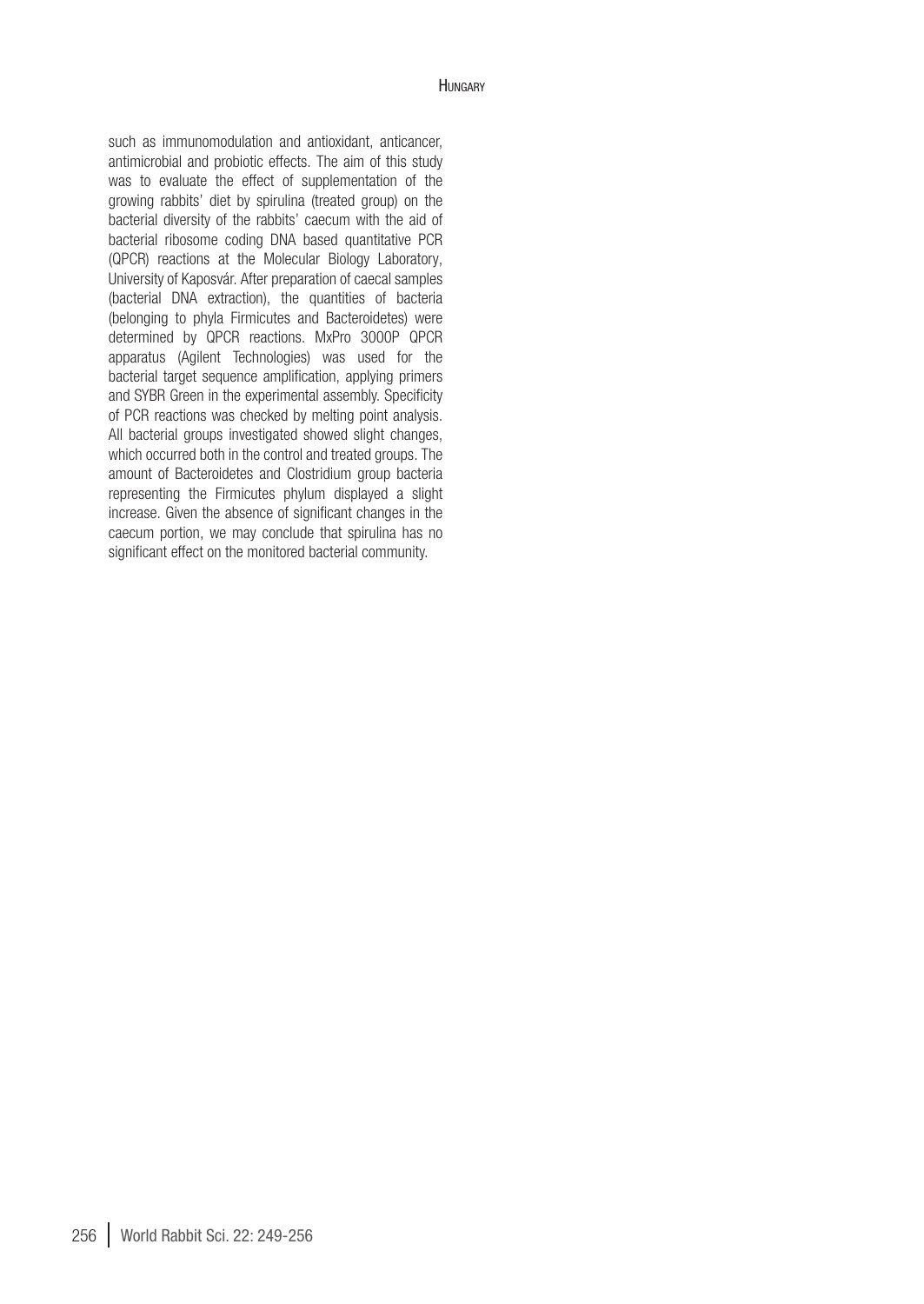such as immunomodulation and antioxidant, anticancer, antimicrobial and probiotic effects. The aim of this study was to evaluate the effect of supplementation of the growing rabbits' diet by spirulina (treated group) on the bacterial diversity of the rabbits' caecum with the aid of bacterial ribosome coding DNA based quantitative PCR (QPCR) reactions at the Molecular Biology Laboratory, University of Kaposvár. After preparation of caecal samples (bacterial DNA extraction), the quantities of bacteria (belonging to phyla Firmicutes and Bacteroidetes) were determined by QPCR reactions. MxPro 3000P QPCR apparatus (Agilent Technologies) was used for the bacterial target sequence amplification, applying primers and SYBR Green in the experimental assembly. Specificity of PCR reactions was checked by melting point analysis. All bacterial groups investigated showed slight changes, which occurred both in the control and treated groups. The amount of Bacteroidetes and Clostridium group bacteria representing the Firmicutes phylum displayed a slight increase. Given the absence of significant changes in the caecum portion, we may conclude that spirulina has no significant effect on the monitored bacterial community.